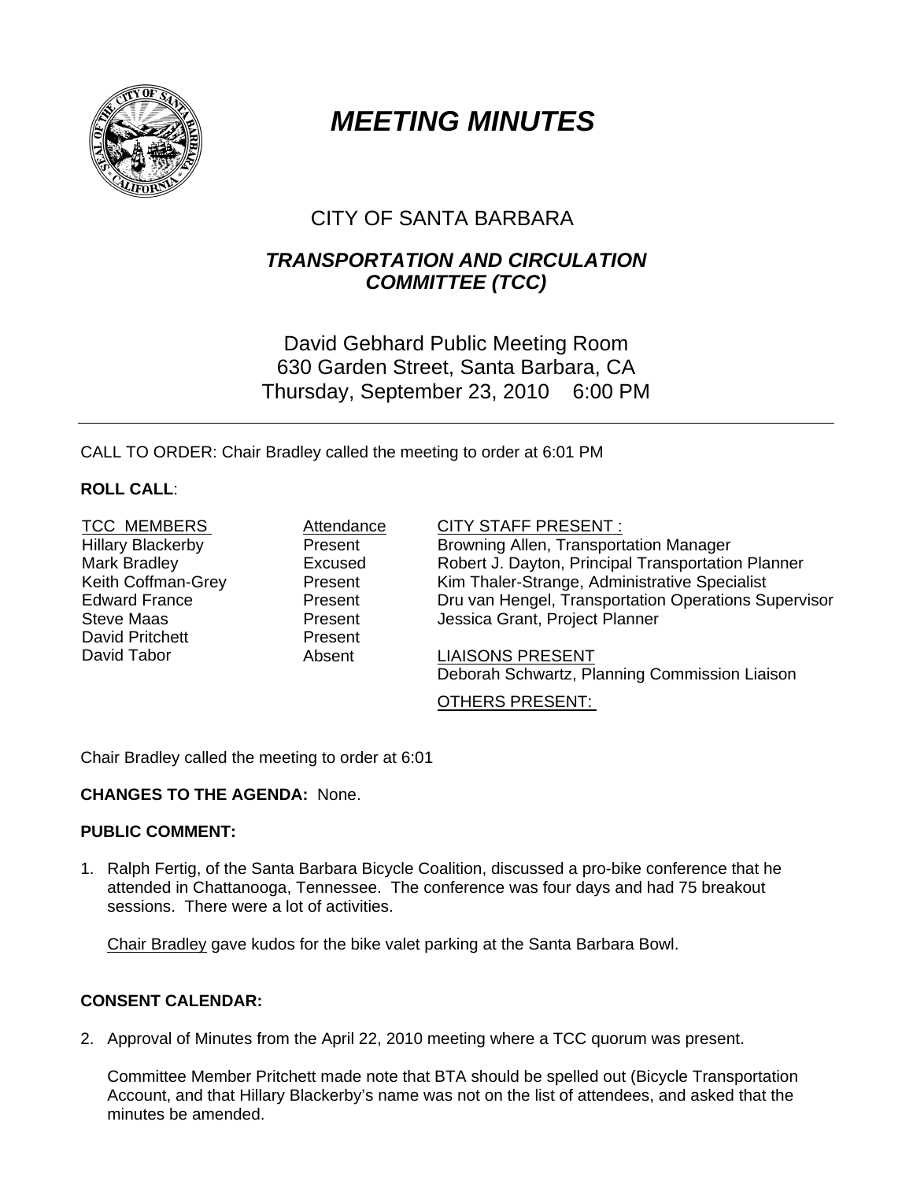# *MEETING MINUTES*

## CITY OF SANTA BARBARA

## *TRANSPORTATION AND CIRCULATION COMMITTEE (TCC)*

David Gebhard Public Meeting Room
630 Garden Street, Santa Barbara, CA
Thursday, September 23, 2010 6:00 PM

---

CALL TO ORDER: Chair Bradley called the meeting to order at 6:01 PM

**ROLL CALL**:

| TCC MEMBERS | Attendance |
|---|---|
| Hillary Blackerby | Present |
| Mark Bradley | Excused |
| Keith Coffman-Grey | Present |
| Edward France | Present |
| Steve Maas | Present |
| David Pritchett | Present |
| David Tabor | Absent |

CITY STAFF PRESENT :
Browning Allen, Transportation Manager
Robert J. Dayton, Principal Transportation Planner
Kim Thaler-Strange, Administrative Specialist
Dru van Hengel, Transportation Operations Supervisor
Jessica Grant, Project Planner

LIAISONS PRESENT
Deborah Schwartz, Planning Commission Liaison

OTHERS PRESENT:

Chair Bradley called the meeting to order at 6:01

**CHANGES TO THE AGENDA:** None.

**PUBLIC COMMENT:**

1. Ralph Fertig, of the Santa Barbara Bicycle Coalition, discussed a pro-bike conference that he attended in Chattanooga, Tennessee. The conference was four days and had 75 breakout sessions. There were a lot of activities.

   Chair Bradley gave kudos for the bike valet parking at the Santa Barbara Bowl.

**CONSENT CALENDAR:**

2. Approval of Minutes from the April 22, 2010 meeting where a TCC quorum was present.

   Committee Member Pritchett made note that BTA should be spelled out (Bicycle Transportation Account, and that Hillary Blackerby's name was not on the list of attendees, and asked that the minutes be amended.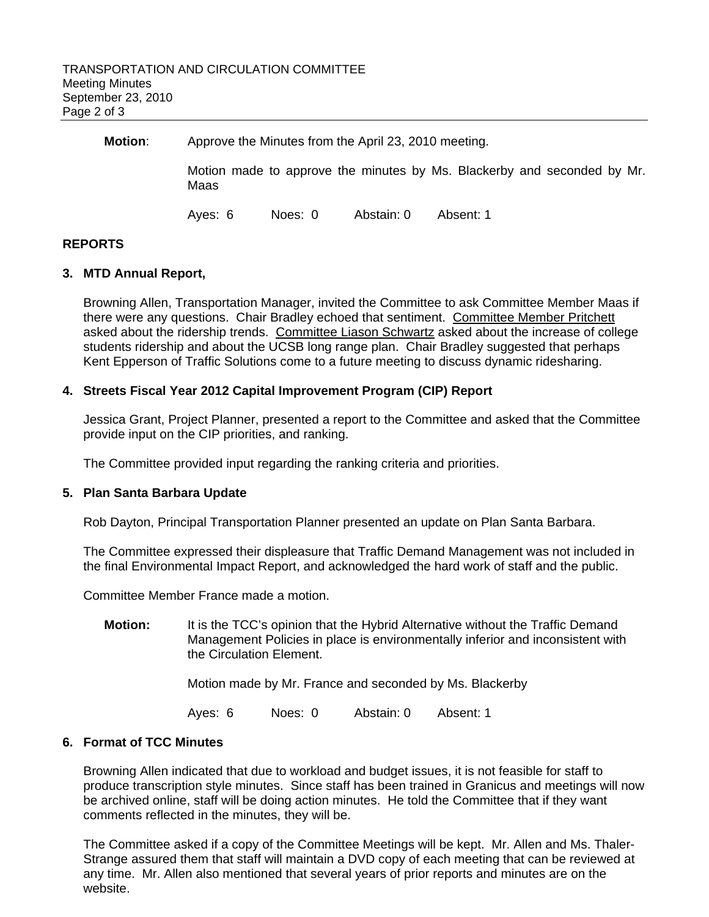**Motion**: Approve the Minutes from the April 23, 2010 meeting.

Motion made to approve the minutes by Ms. Blackerby and seconded by Mr. Maas

Ayes: 6 Noes: 0 Abstain: 0 Absent: 1

## REPORTS

### 3. MTD Annual Report,

Browning Allen, Transportation Manager, invited the Committee to ask Committee Member Maas if there were any questions. Chair Bradley echoed that sentiment. Committee Member Pritchett asked about the ridership trends. Committee Liason Schwartz asked about the increase of college students ridership and about the UCSB long range plan. Chair Bradley suggested that perhaps Kent Epperson of Traffic Solutions come to a future meeting to discuss dynamic ridesharing.

### 4. Streets Fiscal Year 2012 Capital Improvement Program (CIP) Report

Jessica Grant, Project Planner, presented a report to the Committee and asked that the Committee provide input on the CIP priorities, and ranking.

The Committee provided input regarding the ranking criteria and priorities.

### 5. Plan Santa Barbara Update

Rob Dayton, Principal Transportation Planner presented an update on Plan Santa Barbara.

The Committee expressed their displeasure that Traffic Demand Management was not included in the final Environmental Impact Report, and acknowledged the hard work of staff and the public.

Committee Member France made a motion.

**Motion:** It is the TCC's opinion that the Hybrid Alternative without the Traffic Demand Management Policies in place is environmentally inferior and inconsistent with the Circulation Element.

Motion made by Mr. France and seconded by Ms. Blackerby

Ayes: 6 Noes: 0 Abstain: 0 Absent: 1

### 6. Format of TCC Minutes

Browning Allen indicated that due to workload and budget issues, it is not feasible for staff to produce transcription style minutes. Since staff has been trained in Granicus and meetings will now be archived online, staff will be doing action minutes. He told the Committee that if they want comments reflected in the minutes, they will be.

The Committee asked if a copy of the Committee Meetings will be kept. Mr. Allen and Ms. Thaler-Strange assured them that staff will maintain a DVD copy of each meeting that can be reviewed at any time. Mr. Allen also mentioned that several years of prior reports and minutes are on the website.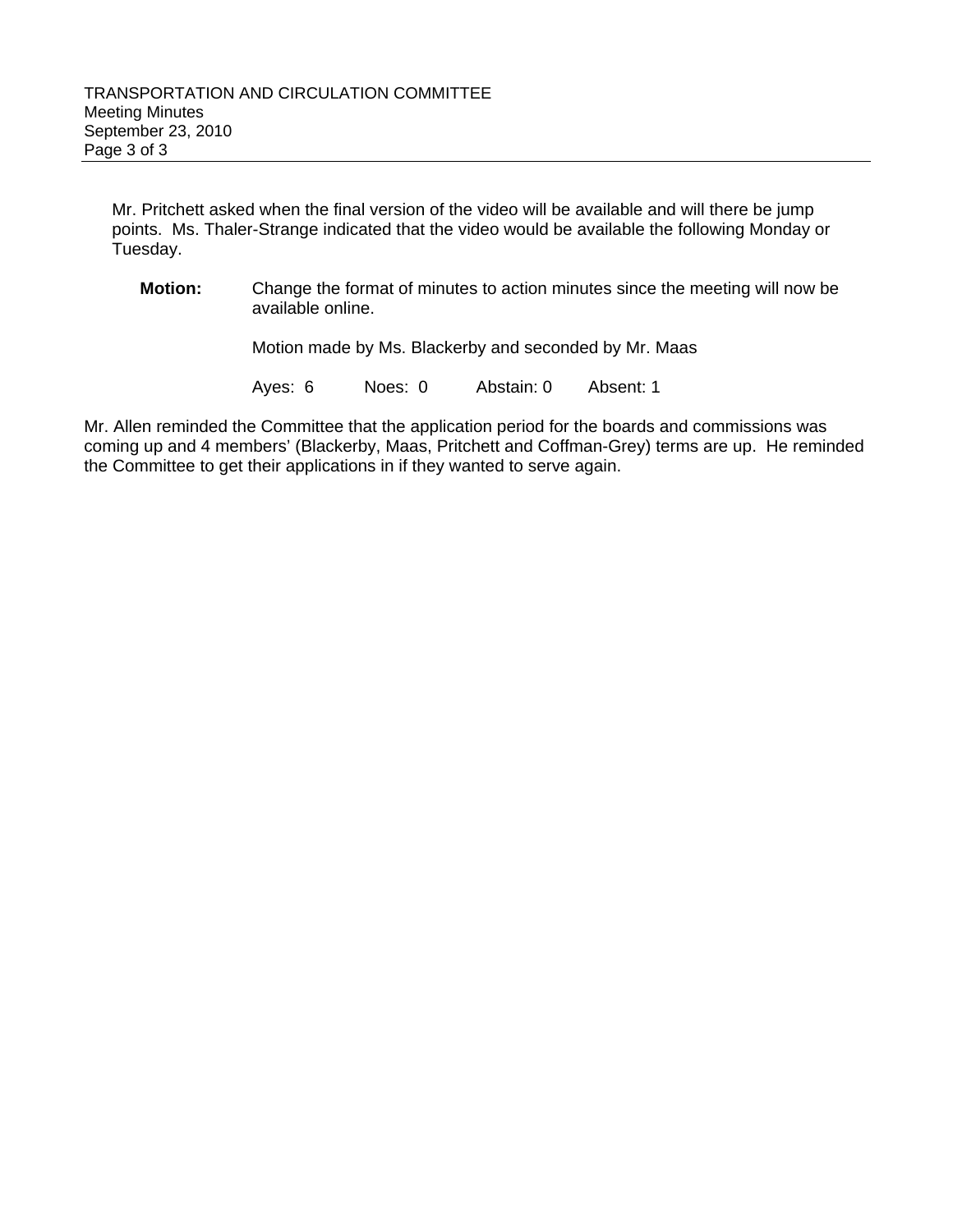Mr. Pritchett asked when the final version of the video will be available and will there be jump points. Ms. Thaler-Strange indicated that the video would be available the following Monday or Tuesday.

**Motion:** Change the format of minutes to action minutes since the meeting will now be available online.

Motion made by Ms. Blackerby and seconded by Mr. Maas

Ayes: 6 Noes: 0 Abstain: 0 Absent: 1

Mr. Allen reminded the Committee that the application period for the boards and commissions was coming up and 4 members' (Blackerby, Maas, Pritchett and Coffman-Grey) terms are up. He reminded the Committee to get their applications in if they wanted to serve again.